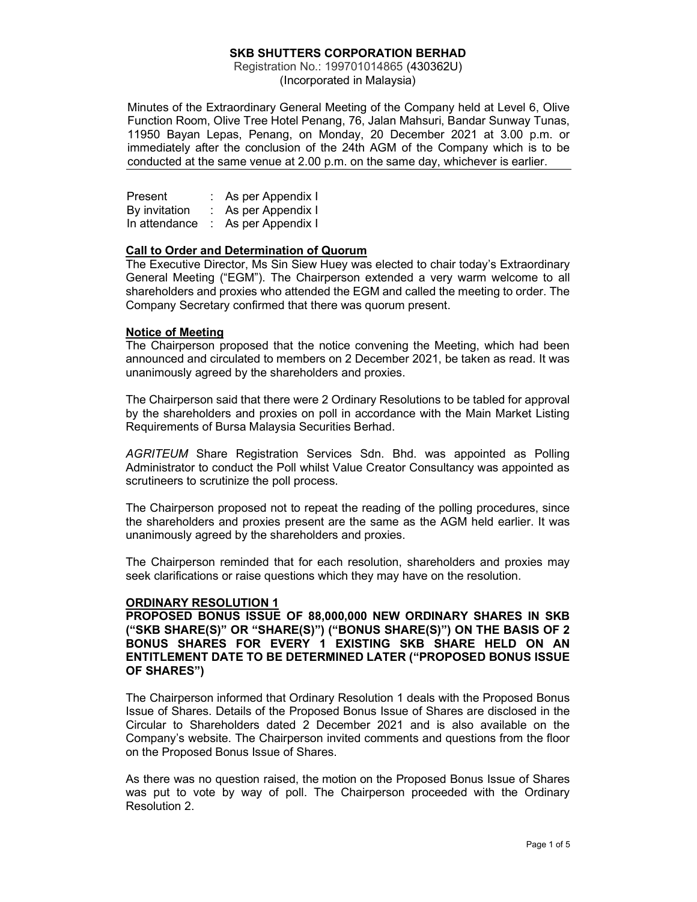**SKB SHUTTERS CORPORATION BERHAD**
Registration No.: 199701014865 (430362U)
(Incorporated in Malaysia)

Minutes of the Extraordinary General Meeting of the Company held at Level 6, Olive Function Room, Olive Tree Hotel Penang, 76, Jalan Mahsuri, Bandar Sunway Tunas, 11950 Bayan Lepas, Penang, on Monday, 20 December 2021 at 3.00 p.m. or immediately after the conclusion of the 24th AGM of the Company which is to be conducted at the same venue at 2.00 p.m. on the same day, whichever is earlier.

| | | |
|---|---|---|
| Present | : | As per Appendix I |
| By invitation | : | As per Appendix I |
| In attendance | : | As per Appendix I |

**Call to Order and Determination of Quorum**

The Executive Director, Ms Sin Siew Huey was elected to chair today's Extraordinary General Meeting ("EGM"). The Chairperson extended a very warm welcome to all shareholders and proxies who attended the EGM and called the meeting to order. The Company Secretary confirmed that there was quorum present.

**Notice of Meeting**

The Chairperson proposed that the notice convening the Meeting, which had been announced and circulated to members on 2 December 2021, be taken as read. It was unanimously agreed by the shareholders and proxies.

The Chairperson said that there were 2 Ordinary Resolutions to be tabled for approval by the shareholders and proxies on poll in accordance with the Main Market Listing Requirements of Bursa Malaysia Securities Berhad.

*AGRITEUM* Share Registration Services Sdn. Bhd. was appointed as Polling Administrator to conduct the Poll whilst Value Creator Consultancy was appointed as scrutineers to scrutinize the poll process.

The Chairperson proposed not to repeat the reading of the polling procedures, since the shareholders and proxies present are the same as the AGM held earlier. It was unanimously agreed by the shareholders and proxies.

The Chairperson reminded that for each resolution, shareholders and proxies may seek clarifications or raise questions which they may have on the resolution.

**ORDINARY RESOLUTION 1**

**PROPOSED BONUS ISSUE OF 88,000,000 NEW ORDINARY SHARES IN SKB ("SKB SHARE(S)" OR "SHARE(S)") ("BONUS SHARE(S)") ON THE BASIS OF 2 BONUS SHARES FOR EVERY 1 EXISTING SKB SHARE HELD ON AN ENTITLEMENT DATE TO BE DETERMINED LATER ("PROPOSED BONUS ISSUE OF SHARES")**

The Chairperson informed that Ordinary Resolution 1 deals with the Proposed Bonus Issue of Shares. Details of the Proposed Bonus Issue of Shares are disclosed in the Circular to Shareholders dated 2 December 2021 and is also available on the Company's website. The Chairperson invited comments and questions from the floor on the Proposed Bonus Issue of Shares.

As there was no question raised, the motion on the Proposed Bonus Issue of Shares was put to vote by way of poll. The Chairperson proceeded with the Ordinary Resolution 2.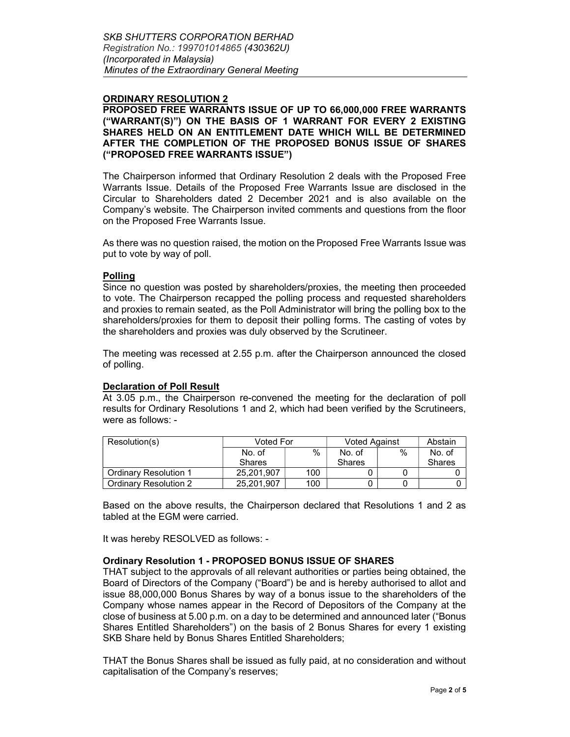## ORDINARY RESOLUTION 2

**PROPOSED FREE WARRANTS ISSUE OF UP TO 66,000,000 FREE WARRANTS ("WARRANT(S)") ON THE BASIS OF 1 WARRANT FOR EVERY 2 EXISTING SHARES HELD ON AN ENTITLEMENT DATE WHICH WILL BE DETERMINED AFTER THE COMPLETION OF THE PROPOSED BONUS ISSUE OF SHARES ("PROPOSED FREE WARRANTS ISSUE")**

The Chairperson informed that Ordinary Resolution 2 deals with the Proposed Free Warrants Issue. Details of the Proposed Free Warrants Issue are disclosed in the Circular to Shareholders dated 2 December 2021 and is also available on the Company's website. The Chairperson invited comments and questions from the floor on the Proposed Free Warrants Issue.

As there was no question raised, the motion on the Proposed Free Warrants Issue was put to vote by way of poll.

### Polling

Since no question was posted by shareholders/proxies, the meeting then proceeded to vote. The Chairperson recapped the polling process and requested shareholders and proxies to remain seated, as the Poll Administrator will bring the polling box to the shareholders/proxies for them to deposit their polling forms. The casting of votes by the shareholders and proxies was duly observed by the Scrutineer.

The meeting was recessed at 2.55 p.m. after the Chairperson announced the closed of polling.

### Declaration of Poll Result

At 3.05 p.m., the Chairperson re-convened the meeting for the declaration of poll results for Ordinary Resolutions 1 and 2, which had been verified by the Scrutineers, were as follows: -

| Resolution(s) | Voted For | | Voted Against | | Abstain |
|---|---|---|---|---|---|
| | No. of Shares | % | No. of Shares | % | No. of Shares |
| Ordinary Resolution 1 | 25,201,907 | 100 | 0 | 0 | 0 |
| Ordinary Resolution 2 | 25,201,907 | 100 | 0 | 0 | 0 |

Based on the above results, the Chairperson declared that Resolutions 1 and 2 as tabled at the EGM were carried.

It was hereby RESOLVED as follows: -

### Ordinary Resolution 1 - PROPOSED BONUS ISSUE OF SHARES

THAT subject to the approvals of all relevant authorities or parties being obtained, the Board of Directors of the Company ("Board") be and is hereby authorised to allot and issue 88,000,000 Bonus Shares by way of a bonus issue to the shareholders of the Company whose names appear in the Record of Depositors of the Company at the close of business at 5.00 p.m. on a day to be determined and announced later ("Bonus Shares Entitled Shareholders") on the basis of 2 Bonus Shares for every 1 existing SKB Share held by Bonus Shares Entitled Shareholders;

THAT the Bonus Shares shall be issued as fully paid, at no consideration and without capitalisation of the Company's reserves;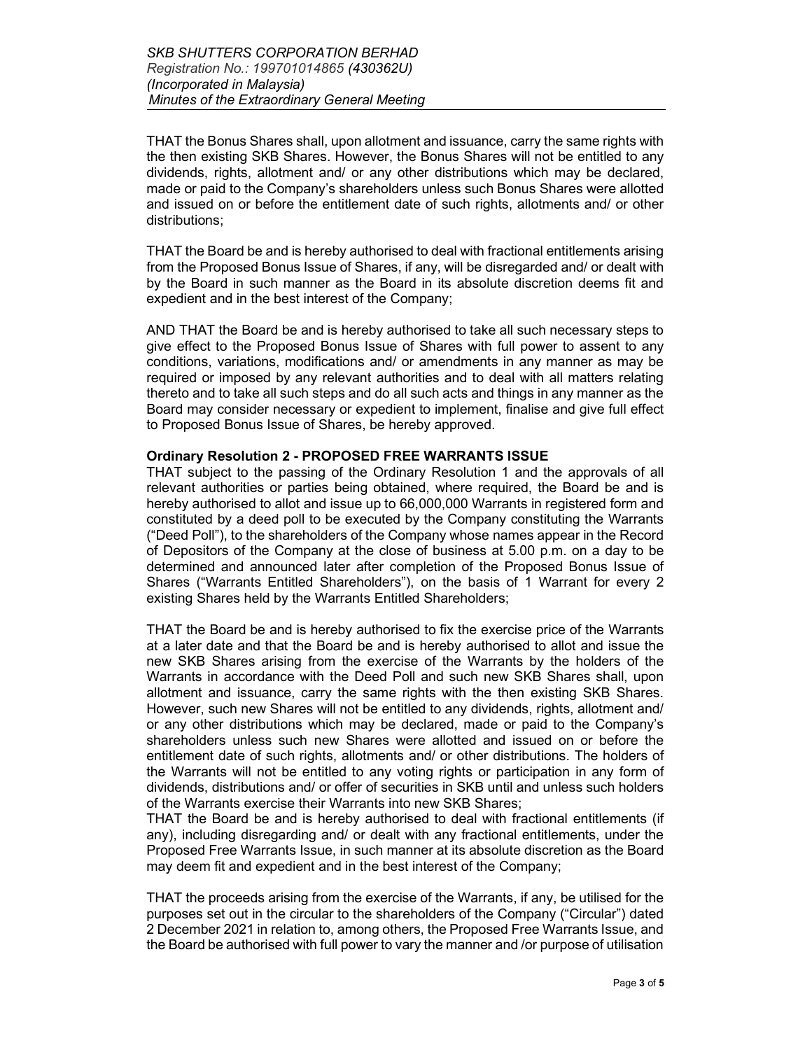THAT the Bonus Shares shall, upon allotment and issuance, carry the same rights with the then existing SKB Shares. However, the Bonus Shares will not be entitled to any dividends, rights, allotment and/ or any other distributions which may be declared, made or paid to the Company's shareholders unless such Bonus Shares were allotted and issued on or before the entitlement date of such rights, allotments and/ or other distributions;

THAT the Board be and is hereby authorised to deal with fractional entitlements arising from the Proposed Bonus Issue of Shares, if any, will be disregarded and/ or dealt with by the Board in such manner as the Board in its absolute discretion deems fit and expedient and in the best interest of the Company;

AND THAT the Board be and is hereby authorised to take all such necessary steps to give effect to the Proposed Bonus Issue of Shares with full power to assent to any conditions, variations, modifications and/ or amendments in any manner as may be required or imposed by any relevant authorities and to deal with all matters relating thereto and to take all such steps and do all such acts and things in any manner as the Board may consider necessary or expedient to implement, finalise and give full effect to Proposed Bonus Issue of Shares, be hereby approved.

**Ordinary Resolution 2 - PROPOSED FREE WARRANTS ISSUE**

THAT subject to the passing of the Ordinary Resolution 1 and the approvals of all relevant authorities or parties being obtained, where required, the Board be and is hereby authorised to allot and issue up to 66,000,000 Warrants in registered form and constituted by a deed poll to be executed by the Company constituting the Warrants ("Deed Poll"), to the shareholders of the Company whose names appear in the Record of Depositors of the Company at the close of business at 5.00 p.m. on a day to be determined and announced later after completion of the Proposed Bonus Issue of Shares ("Warrants Entitled Shareholders"), on the basis of 1 Warrant for every 2 existing Shares held by the Warrants Entitled Shareholders;

THAT the Board be and is hereby authorised to fix the exercise price of the Warrants at a later date and that the Board be and is hereby authorised to allot and issue the new SKB Shares arising from the exercise of the Warrants by the holders of the Warrants in accordance with the Deed Poll and such new SKB Shares shall, upon allotment and issuance, carry the same rights with the then existing SKB Shares. However, such new Shares will not be entitled to any dividends, rights, allotment and/ or any other distributions which may be declared, made or paid to the Company's shareholders unless such new Shares were allotted and issued on or before the entitlement date of such rights, allotments and/ or other distributions. The holders of the Warrants will not be entitled to any voting rights or participation in any form of dividends, distributions and/ or offer of securities in SKB until and unless such holders of the Warrants exercise their Warrants into new SKB Shares;

THAT the Board be and is hereby authorised to deal with fractional entitlements (if any), including disregarding and/ or dealt with any fractional entitlements, under the Proposed Free Warrants Issue, in such manner at its absolute discretion as the Board may deem fit and expedient and in the best interest of the Company;

THAT the proceeds arising from the exercise of the Warrants, if any, be utilised for the purposes set out in the circular to the shareholders of the Company ("Circular") dated 2 December 2021 in relation to, among others, the Proposed Free Warrants Issue, and the Board be authorised with full power to vary the manner and /or purpose of utilisation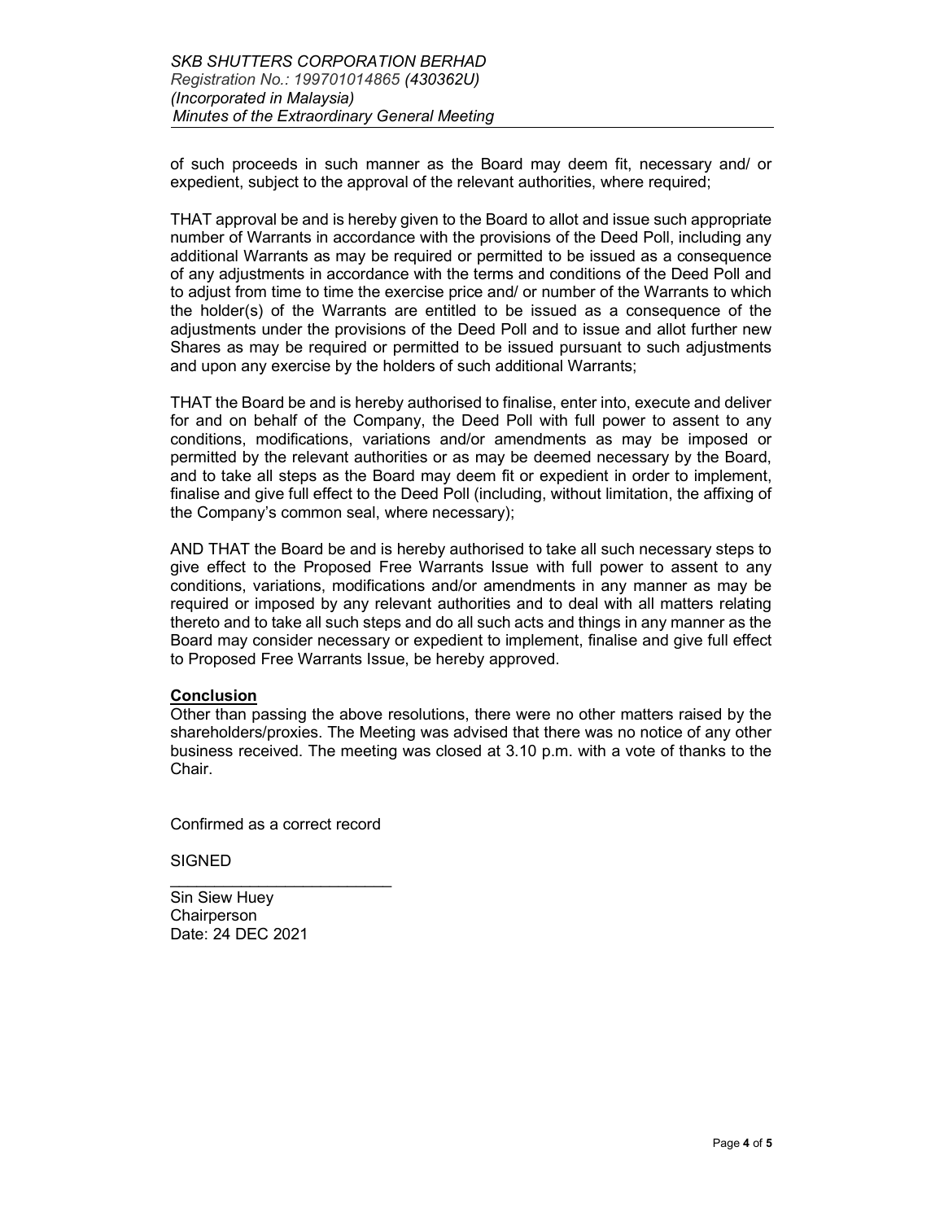of such proceeds in such manner as the Board may deem fit, necessary and/ or expedient, subject to the approval of the relevant authorities, where required;

THAT approval be and is hereby given to the Board to allot and issue such appropriate number of Warrants in accordance with the provisions of the Deed Poll, including any additional Warrants as may be required or permitted to be issued as a consequence of any adjustments in accordance with the terms and conditions of the Deed Poll and to adjust from time to time the exercise price and/ or number of the Warrants to which the holder(s) of the Warrants are entitled to be issued as a consequence of the adjustments under the provisions of the Deed Poll and to issue and allot further new Shares as may be required or permitted to be issued pursuant to such adjustments and upon any exercise by the holders of such additional Warrants;

THAT the Board be and is hereby authorised to finalise, enter into, execute and deliver for and on behalf of the Company, the Deed Poll with full power to assent to any conditions, modifications, variations and/or amendments as may be imposed or permitted by the relevant authorities or as may be deemed necessary by the Board, and to take all steps as the Board may deem fit or expedient in order to implement, finalise and give full effect to the Deed Poll (including, without limitation, the affixing of the Company's common seal, where necessary);

AND THAT the Board be and is hereby authorised to take all such necessary steps to give effect to the Proposed Free Warrants Issue with full power to assent to any conditions, variations, modifications and/or amendments in any manner as may be required or imposed by any relevant authorities and to deal with all matters relating thereto and to take all such steps and do all such acts and things in any manner as the Board may consider necessary or expedient to implement, finalise and give full effect to Proposed Free Warrants Issue, be hereby approved.

**Conclusion**

Other than passing the above resolutions, there were no other matters raised by the shareholders/proxies. The Meeting was advised that there was no notice of any other business received. The meeting was closed at 3.10 p.m. with a vote of thanks to the Chair.

Confirmed as a correct record

SIGNED

_________________________

Sin Siew Huey
Chairperson
Date: 24 DEC 2021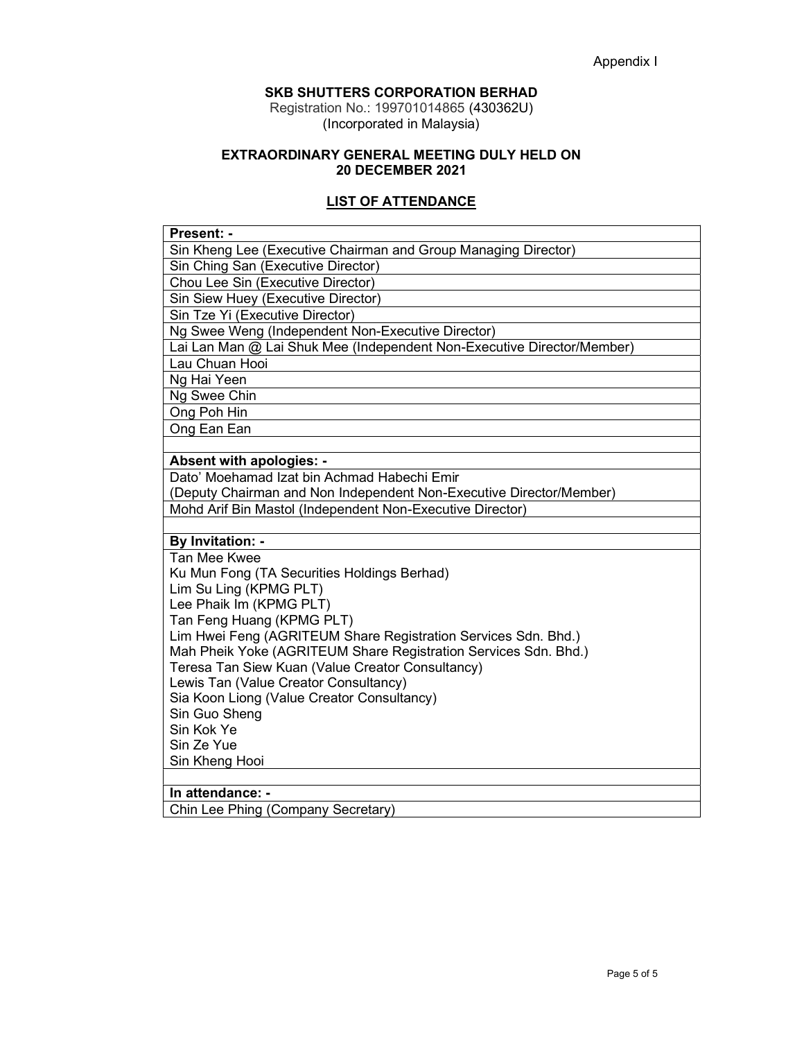Appendix I

**SKB SHUTTERS CORPORATION BERHAD**
Registration No.: 199701014865 (430362U)
(Incorporated in Malaysia)

**EXTRAORDINARY GENERAL MEETING DULY HELD ON**
**20 DECEMBER 2021**

## LIST OF ATTENDANCE

| |
|---|
| **Present: -** |
| Sin Kheng Lee (Executive Chairman and Group Managing Director) |
| Sin Ching San (Executive Director) |
| Chou Lee Sin (Executive Director) |
| Sin Siew Huey (Executive Director) |
| Sin Tze Yi (Executive Director) |
| Ng Swee Weng (Independent Non-Executive Director) |
| Lai Lan Man @ Lai Shuk Mee (Independent Non-Executive Director/Member) |
| Lau Chuan Hooi |
| Ng Hai Yeen |
| Ng Swee Chin |
| Ong Poh Hin |
| Ong Ean Ean |
| |
| **Absent with apologies: -** |
| Dato' Moehamad Izat bin Achmad Habechi Emir<br>(Deputy Chairman and Non Independent Non-Executive Director/Member) |
| Mohd Arif Bin Mastol (Independent Non-Executive Director) |
| |
| **By Invitation: -** |
| Tan Mee Kwee<br>Ku Mun Fong (TA Securities Holdings Berhad)<br>Lim Su Ling (KPMG PLT)<br>Lee Phaik Im (KPMG PLT)<br>Tan Feng Huang (KPMG PLT)<br>Lim Hwei Feng (AGRITEUM Share Registration Services Sdn. Bhd.)<br>Mah Pheik Yoke (AGRITEUM Share Registration Services Sdn. Bhd.)<br>Teresa Tan Siew Kuan (Value Creator Consultancy)<br>Lewis Tan (Value Creator Consultancy)<br>Sia Koon Liong (Value Creator Consultancy)<br>Sin Guo Sheng<br>Sin Kok Ye<br>Sin Ze Yue<br>Sin Kheng Hooi |
| |
| **In attendance: -** |
| Chin Lee Phing (Company Secretary) |